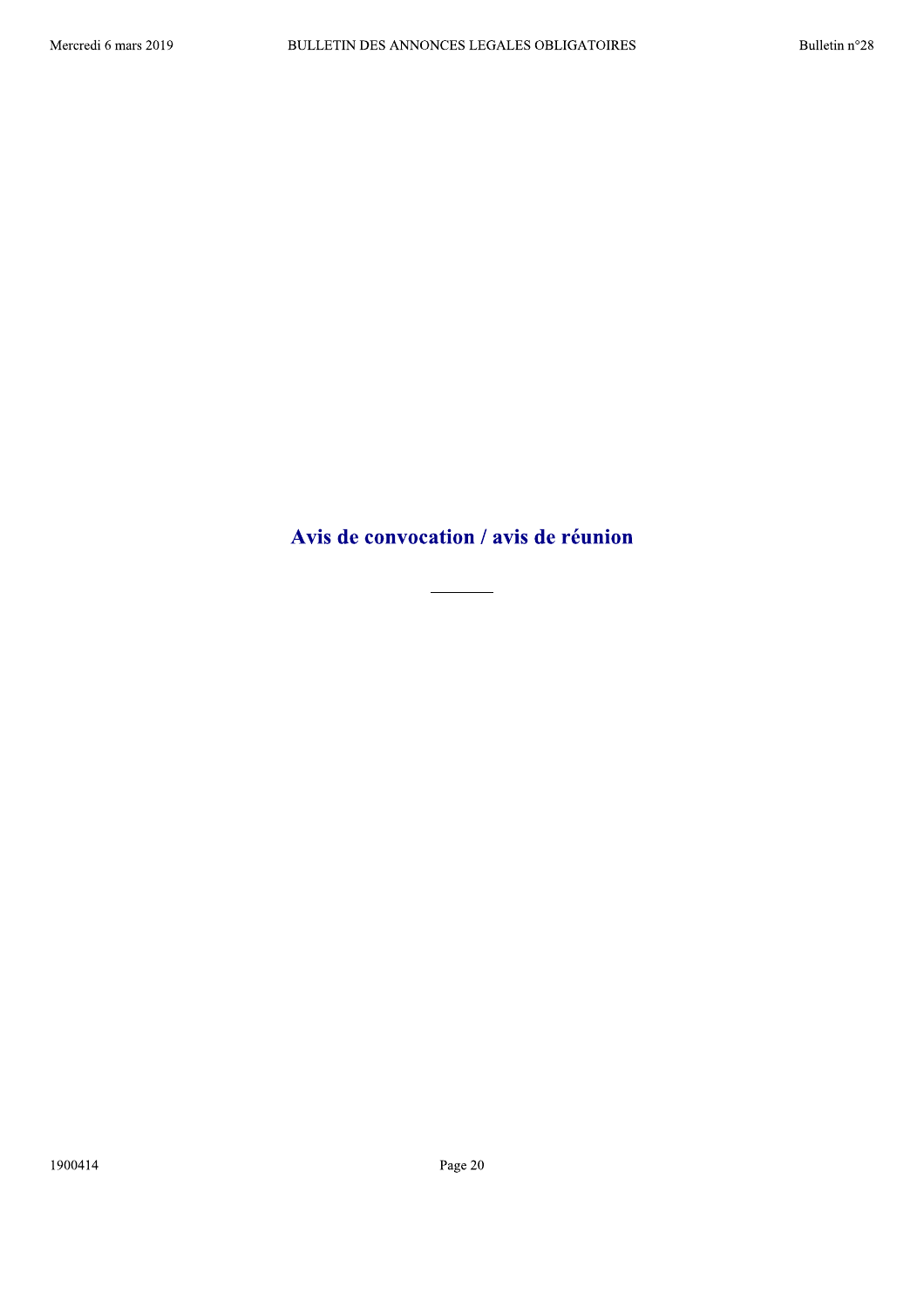# Avis de convocation / avis de réunion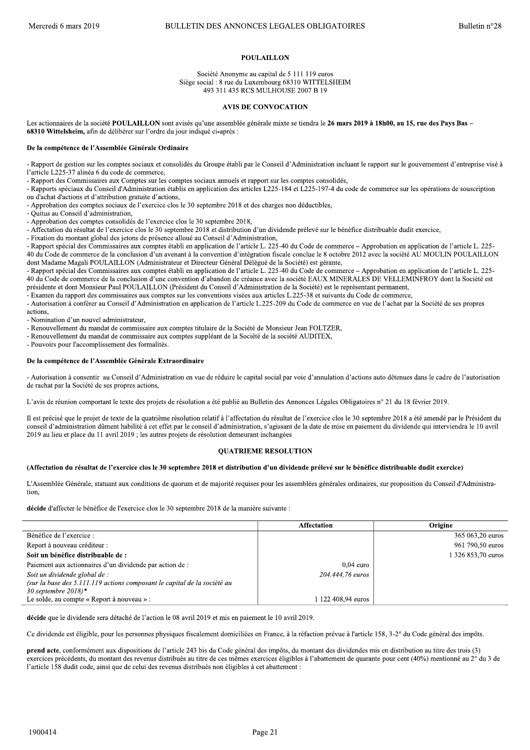# POULAILLON

Société Anonyme au capital de 5 111 119 euros
Siège social : 8 rue du Luxembourg 68310 WITTELSHEIM
493 311 435 RCS MULHOUSE 2007 B 19

## AVIS DE CONVOCATION

Les actionnaires de la société **POULAILLON** sont avisés qu'une assemblée générale mixte se tiendra le **26 mars 2019 à 18h00, au 15, rue des Pays Bas – 68310 Wittelsheim,** afin de délibérer sur l'ordre du jour indiqué ci-après :

**De la compétence de l'Assemblée Générale Ordinaire**

- Rapport de gestion sur les comptes sociaux et consolidés du Groupe établi par le Conseil d'Administration incluant le rapport sur le gouvernement d'entreprise visé à l'article L225-37 alinéa 6 du code de commerce,
- Rapport des Commissaires aux Comptes sur les comptes sociaux annuels et rapport sur les comptes consolidés,
- Rapports spéciaux du Conseil d'Administration établis en application des articles L225-184 et L225-197-4 du code de commerce sur les opérations de souscription ou d'achat d'actions et d'attribution gratuite d'actions,
- Approbation des comptes sociaux de l'exercice clos le 30 septembre 2018 et des charges non déductibles,
- Quitus au Conseil d'administration,
- Approbation des comptes consolidés de l'exercice clos le 30 septembre 2018,
- Affectation du résultat de l'exercice clos le 30 septembre 2018 et distribution d'un dividende prélevé sur le bénéfice distribuable dudit exercice,
- Fixation du montant global des jetons de présence alloué au Conseil d'Administration,
- Rapport spécial des Commissaires aux comptes établi en application de l'article L. 225-40 du Code de commerce – Approbation en application de l'article L. 225-40 du Code de commerce de la conclusion d'un avenant à la convention d'intégration fiscale conclue le 8 octobre 2012 avec la société AU MOULIN POULAILLON dont Madame Magali POULAILLON (Administrateur et Directeur Général Délégué de la Société) est gérante,
- Rapport spécial des Commissaires aux comptes établi en application de l'article L. 225-40 du Code de commerce – Approbation en application de l'article L. 225-40 du Code de commerce de la conclusion d'une convention d'abandon de créance avec la société EAUX MINERALES DE VELLEMINFROY dont la Société est présidente et dont Monsieur Paul POULAILLON (Président du Conseil d'Administration de la Société) est le représentant permanent,
- Examen du rapport des commissaires aux comptes sur les conventions visées aux articles L.225-38 et suivants du Code de commerce,
- Autorisation à conférer au Conseil d'Administration en application de l'article L.225-209 du Code de commerce en vue de l'achat par la Société de ses propres actions,
- Nomination d'un nouvel administrateur,
- Renouvellement du mandat de commissaire aux comptes titulaire de la Société de Monsieur Jean FOLTZER,
- Renouvellement du mandat de commissaire aux comptes suppléant de la Société de la société AUDITEX,
- Pouvoirs pour l'accomplissement des formalités.

**De la compétence de l'Assemblée Générale Extraordinaire**

- Autorisation à consentir au Conseil d'Administration en vue de réduire le capital social par voie d'annulation d'actions auto détenues dans le cadre de l'autorisation de rachat par la Société de ses propres actions,

L'avis de réunion comportant le texte des projets de résolution a été publié au Bulletin des Annonces Légales Obligatoires n° 21 du 18 février 2019.

Il est précisé que le projet de texte de la quatrième résolution relatif à l'affectation du résultat de l'exercice clos le 30 septembre 2018 a été amendé par le Président du conseil d'administration dûment habilité à cet effet par le conseil d'administration, s'agissant de la date de mise en paiement du dividende qui interviendra le 10 avril 2019 au lieu et place du 11 avril 2019 ; les autres projets de résolution demeurant inchangées

## QUATRIEME RESOLUTION

**(Affectation du résultat de l'exercice clos le 30 septembre 2018 et distribution d'un dividende prélevé sur le bénéfice distribuable dudit exercice)**

L'Assemblée Générale, statuant aux conditions de quorum et de majorité requises pour les assemblées générales ordinaires, sur proposition du Conseil d'Administration,

**décide** d'affecter le bénéfice de l'exercice clos le 30 septembre 2018 de la manière suivante :

| | Affectation | Origine |
|---|---|---|
| Bénéfice de l'exercice : | | 365 063,20 euros |
| Report à nouveau créditeur : | | 961 790,50 euros |
| **Soit un bénéfice distribuable de :** | | 1 326 853,70 euros |
| Paiement aux actionnaires d'un dividende par action de : | 0,04 euro | |
| *Soit un dividende global de :* *(sur la base des 5.111.119 actions composant le capital de la société au 30 septembre 2018)\** | *204.444,76 euros* | |
| Le solde, au compte « Report à nouveau » : | 1 122 408,94 euros | |

**décide** que le dividende sera détaché de l'action le 08 avril 2019 et mis en paiement le 10 avril 2019.

Ce dividende est éligible, pour les personnes physiques fiscalement domiciliées en France, à la réfaction prévue à l'article 158, 3-2° du Code général des impôts.

**prend acte**, conformément aux dispositions de l'article 243 bis du Code général des impôts, du montant des dividendes mis en distribution au titre des trois (3) exercices précédents, du montant des revenus distribués au titre de ces mêmes exercices éligibles à l'abattement de quarante pour cent (40%) mentionné au 2° du 3 de l'article 158 dudit code, ainsi que de celui des revenus distribués non éligibles à cet abattement :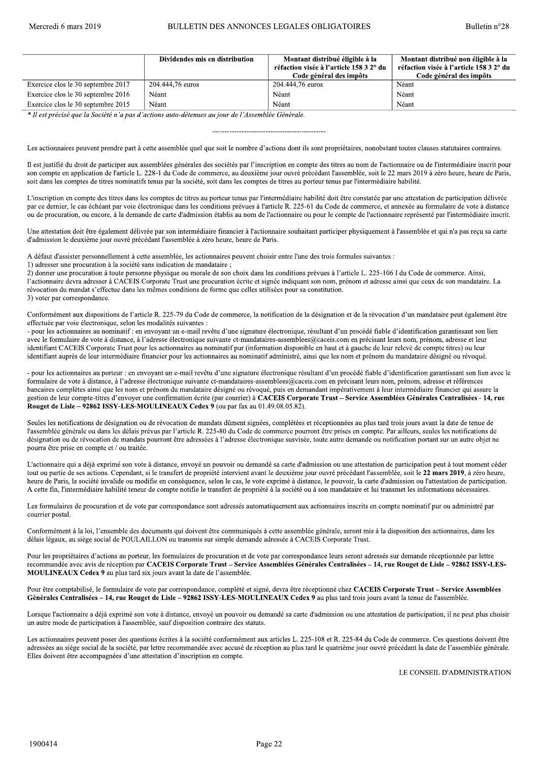| | Dividendes mis en distribution | Montant distribué éligible à la réfaction visée à l'article 158 3 2° du Code général des impôts | Montant distribué non éligible à la réfaction visée à l'article 158 3 2° du Code général des impôts |
|---|---|---|---|
| Exercice clos le 30 septembre 2017 | 204.444,76 euros | 204.444,76 euros | Néant |
| Exercice clos le 30 septembre 2016 | Néant | Néant | Néant |
| Exercice clos le 30 septembre 2015 | Néant | Néant | Néant |

*\* Il est précisé que la Société n'a pas d'actions auto-détenues au jour de l'Assemblée Générale.*

------------------------------------------------

Les actionnaires peuvent prendre part à cette assemblée quel que soit le nombre d'actions dont ils sont propriétaires, nonobstant toutes clauses statutaires contraires.

Il est justifié du droit de participer aux assemblées générales des sociétés par l'inscription en compte des titres au nom de l'actionnaire ou de l'intermédiaire inscrit pour son compte en application de l'article L. 228-1 du Code de commerce, au deuxième jour ouvré précédant l'assemblée, soit le 22 mars 2019 à zéro heure, heure de Paris, soit dans les comptes de titres nominatifs tenus par la société, soit dans les comptes de titres au porteur tenus par l'intermédiaire habilité.

L'inscription en compte des titres dans les comptes de titres au porteur tenus par l'intermédiaire habilité doit être constatée par une attestation de participation délivrée par ce dernier, le cas échéant par voie électronique dans les conditions prévues à l'article R. 225-61 du Code de commerce, et annexée au formulaire de vote à distance ou de procuration, ou encore, à la demande de carte d'admission établis au nom de l'actionnaire ou pour le compte de l'actionnaire représenté par l'intermédiaire inscrit.

Une attestation doit être également délivrée par son intermédiaire financier à l'actionnaire souhaitant participer physiquement à l'assemblée et qui n'a pas reçu sa carte d'admission le deuxième jour ouvré précédant l'assemblée à zéro heure, heure de Paris.

A défaut d'assister personnellement à cette assemblée, les actionnaires peuvent choisir entre l'une des trois formules suivantes :

1) adresser une procuration à la société sans indication de mandataire ;

2) donner une procuration à toute personne physique ou morale de son choix dans les conditions prévues à l'article L. 225-106 I du Code de commerce. Ainsi, l'actionnaire devra adresser à CACEIS Corporate Trust une procuration écrite et signée indiquant son nom, prénom et adresse ainsi que ceux de son mandataire. La révocation du mandat s'effectue dans les mêmes conditions de forme que celles utilisées pour sa constitution.

3) voter par correspondance.

Conformément aux dispositions de l'article R. 225-79 du Code de commerce, la notification de la désignation et de la révocation d'un mandataire peut également être effectuée par voie électronique, selon les modalités suivantes :

- pour les actionnaires au nominatif : en envoyant un e-mail revêtu d'une signature électronique, résultant d'un procédé fiable d'identification garantissant son lien avec le formulaire de vote à distance, à l'adresse électronique suivante ct-mandataires-assemblees@caceis.com en précisant leurs nom, prénom, adresse et leur identifiant CACEIS Corporate Trust pour les actionnaires au nominatif pur (information disponible en haut et à gauche de leur relevé de compte titres) ou leur identifiant auprès de leur intermédiaire financier pour les actionnaires au nominatif administré, ainsi que les nom et prénom du mandataire désigné ou révoqué.

- pour les actionnaires au porteur : en envoyant un e-mail revêtu d'une signature électronique résultant d'un procédé fiable d'identification garantissant son lien avec le formulaire de vote à distance, à l'adresse électronique suivante ct-mandataires-assemblees@caceis.com en précisant leurs nom, prénom, adresse et références bancaires complètes ainsi que les nom et prénom du mandataire désigné ou révoqué, puis en demandant impérativement à leur intermédiaire financier qui assure la gestion de leur compte-titres d'envoyer une confirmation écrite (par courrier) à **CACEIS Corporate Trust – Service Assemblées Générales Centralisées - 14, rue Rouget de Lisle – 92862 ISSY-LES-MOULINEAUX Cedex 9** (ou par fax au 01.49.08.05.82).

Seules les notifications de désignation ou de révocation de mandats dûment signées, complétées et réceptionnées au plus tard trois jours avant la date de tenue de l'assemblée générale ou dans les délais prévus par l'article R. 225-80 du Code de commerce pourront être prises en compte. Par ailleurs, seules les notifications de désignation ou de révocation de mandats pourront être adressées à l'adresse électronique susvisée, toute autre demande ou notification portant sur un autre objet ne pourra être prise en compte et / ou traitée.

L'actionnaire qui a déjà exprimé son vote à distance, envoyé un pouvoir ou demandé sa carte d'admission ou une attestation de participation peut à tout moment céder tout ou partie de ses actions. Cependant, si le transfert de propriété intervient avant le deuxième jour ouvré précédant l'assemblée, soit le **22 mars 2019**, à zéro heure, heure de Paris, la société invalide ou modifie en conséquence, selon le cas, le vote exprimé à distance, le pouvoir, la carte d'admission ou l'attestation de participation. A cette fin, l'intermédiaire habilité teneur de compte notifie le transfert de propriété à la société ou à son mandataire et lui transmet les informations nécessaires.

Les formulaires de procuration et de vote par correspondance sont adressés automatiquement aux actionnaires inscrits en compte nominatif pur ou administré par courrier postal.

Conformément à la loi, l'ensemble des documents qui doivent être communiqués à cette assemblée générale, seront mis à la disposition des actionnaires, dans les délais légaux, au siège social de POULAILLON ou transmis sur simple demande adressée à CACEIS Corporate Trust.

Pour les propriétaires d'actions au porteur, les formulaires de procuration et de vote par correspondance leurs seront adressés sur demande réceptionnée par lettre recommandée avec avis de réception par **CACEIS Corporate Trust – Service Assemblées Générales Centralisées – 14, rue Rouget de Lisle – 92862 ISSY-LES-MOULINEAUX Cedex 9** au plus tard six jours avant la date de l'assemblée.

Pour être comptabilisé, le formulaire de vote par correspondance, complété et signé, devra être réceptionné chez **CACEIS Corporate Trust – Service Assemblées Générales Centralisées – 14, rue Rouget de Lisle – 92862 ISSY-LES-MOULINEAUX Cedex 9** au plus tard trois jours avant la tenue de l'assemblée.

Lorsque l'actionnaire a déjà exprimé son vote à distance, envoyé un pouvoir ou demandé sa carte d'admission ou une attestation de participation, il ne peut plus choisir un autre mode de participation à l'assemblée, sauf disposition contraire des statuts.

Les actionnaires peuvent poser des questions écrites à la société conformément aux articles L. 225-108 et R. 225-84 du Code de commerce. Ces questions doivent être adressées au siège social de la société, par lettre recommandée avec accusé de réception au plus tard le quatrième jour ouvré précédant la date de l'assemblée générale. Elles doivent être accompagnées d'une attestation d'inscription en compte.

LE CONSEIL D'ADMINISTRATION

1900414